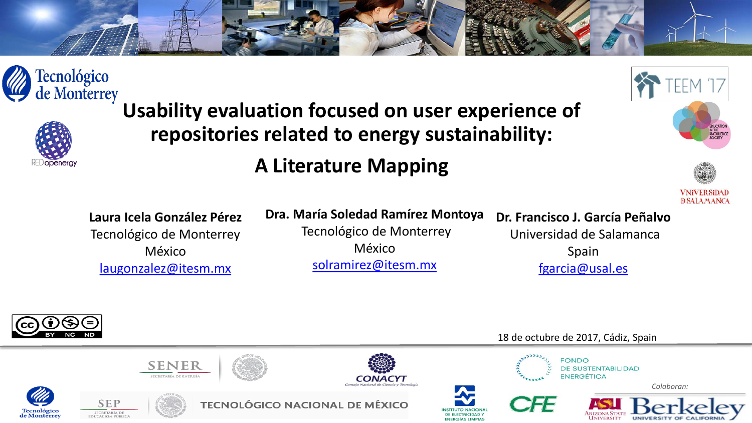# Usability evaluation focused on user experience of repositories related to energy sustainability: A Literature Mapping

**Laura Icela González Pérez**
Tecnológico de Monterrey
México
laugonzalez@itesm.mx

**Dra. María Soledad Ramírez Montoya**
Tecnológico de Monterrey
México
solramirez@itesm.mx

**Dr. Francisco J. García Peñalvo**
Universidad de Salamanca
Spain
fgarcia@usal.es

18 de octubre de 2017, Cádiz, Spain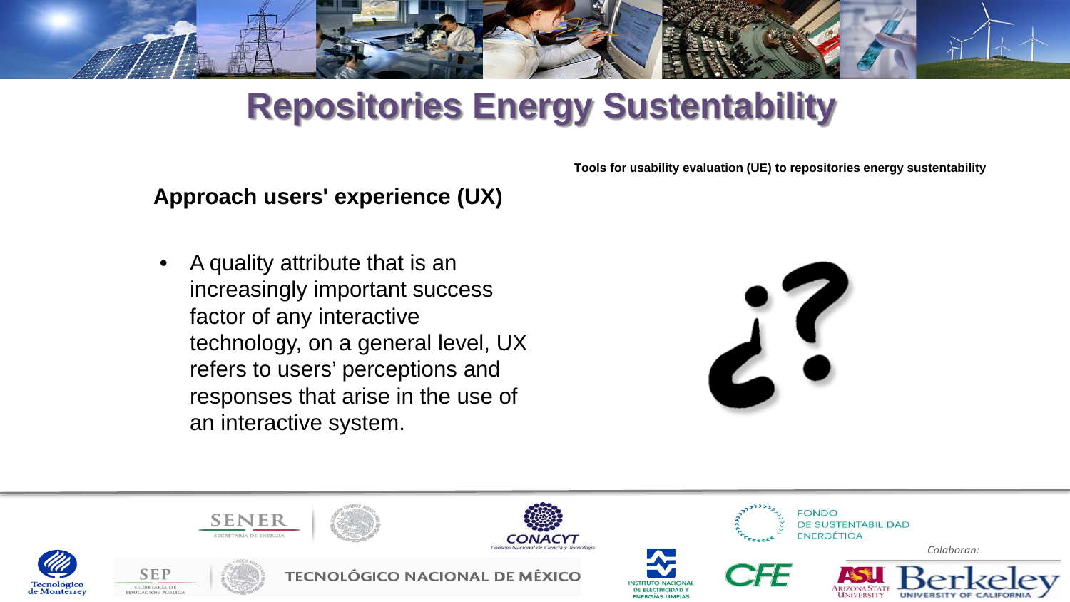# Repositories Energy Sustentability

**Tools for usability evaluation (UE) to repositories energy sustentability**

## Approach users' experience (UX)

- A quality attribute that is an increasingly important success factor of any interactive technology, on a general level, UX refers to users' perceptions and responses that arise in the use of an interactive system.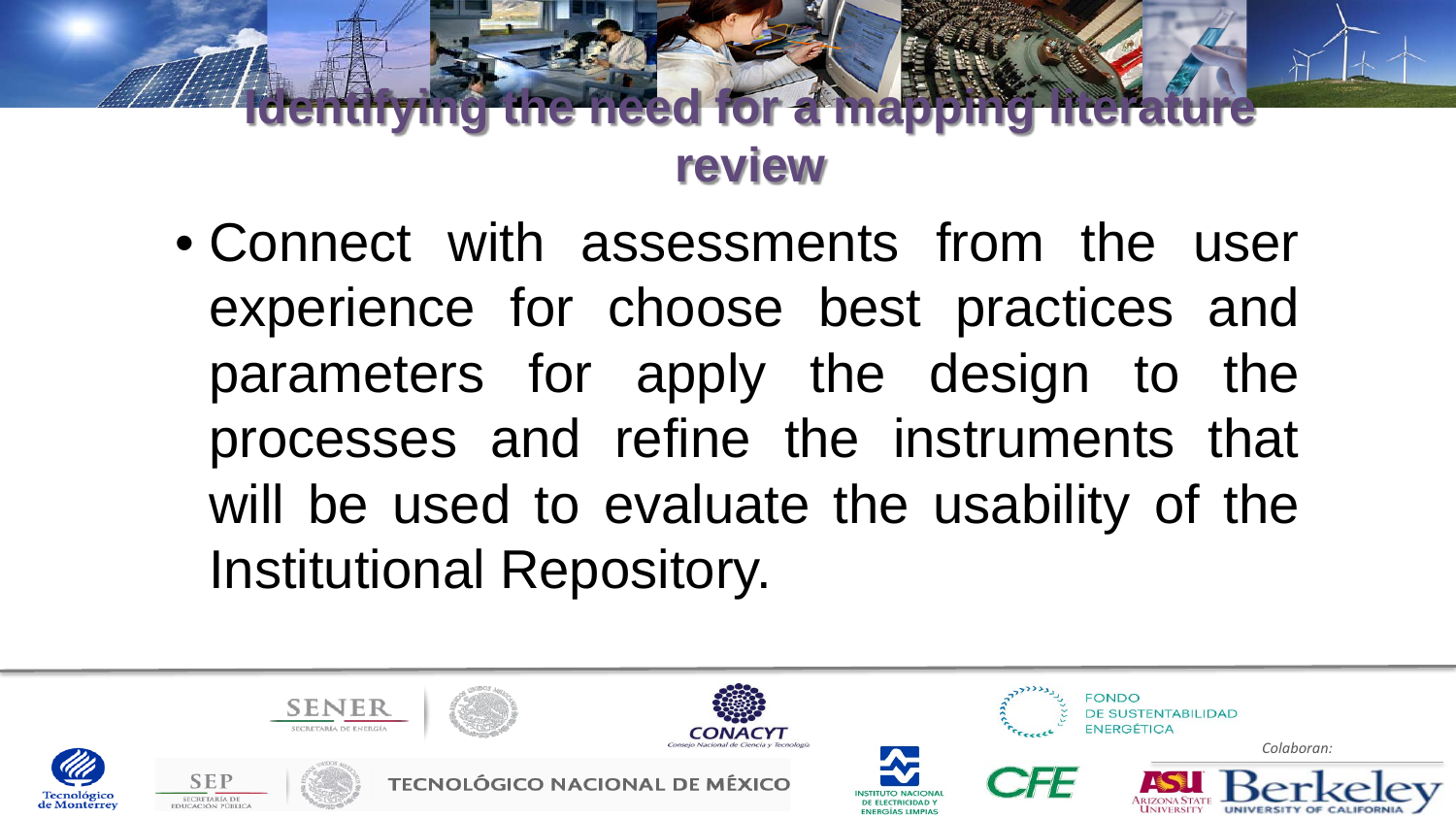# Identifying the need for a mapping literature review

- Connect with assessments from the user experience for choose best practices and parameters for apply the design to the processes and refine the instruments that will be used to evaluate the usability of the Institutional Repository.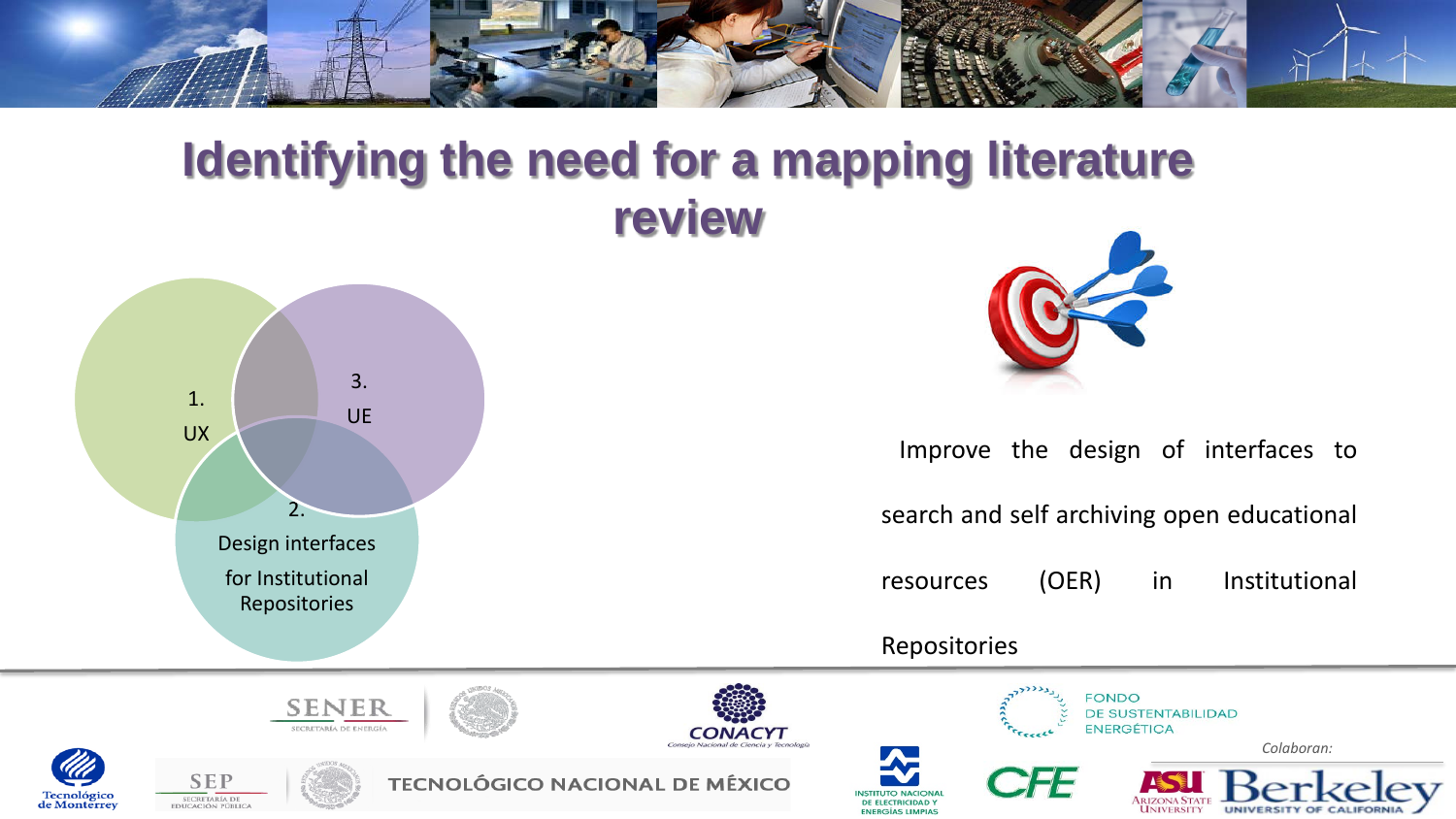# Identifying the need for a mapping literature review

1. UX

3. UE

2. Design interfaces for Institutional Repositories

Improve the design of interfaces to search and self archiving open educational resources (OER) in Institutional Repositories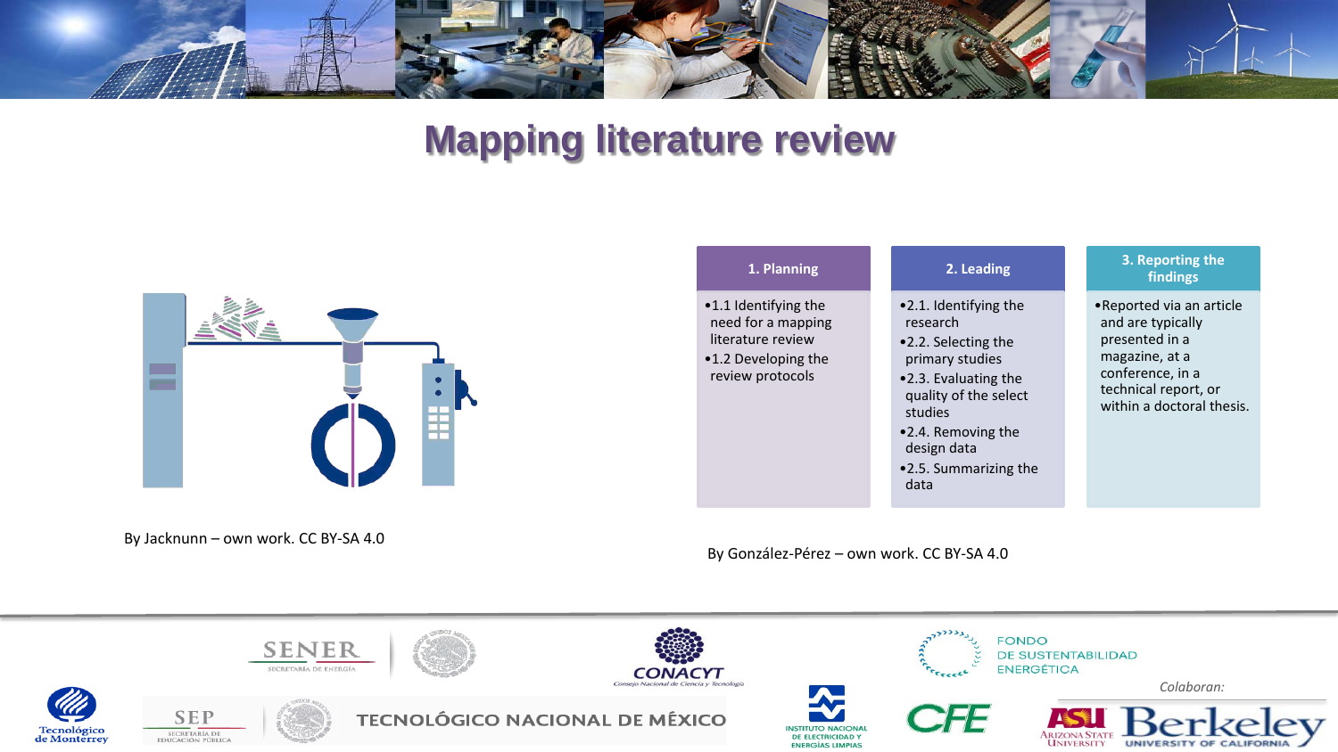# Mapping literature review

By Jacknunn – own work. CC BY-SA 4.0

| 1. Planning | 2. Leading | 3. Reporting the findings |
| --- | --- | --- |
| •1.1 Identifying the need for a mapping literature review<br>•1.2 Developing the review protocols | •2.1. Identifying the research<br>•2.2. Selecting the primary studies<br>•2.3. Evaluating the quality of the select studies<br>•2.4. Removing the design data<br>•2.5. Summarizing the data | •Reported via an article and are typically presented in a magazine, at a conference, in a technical report, or within a doctoral thesis. |

By González-Pérez – own work. CC BY-SA 4.0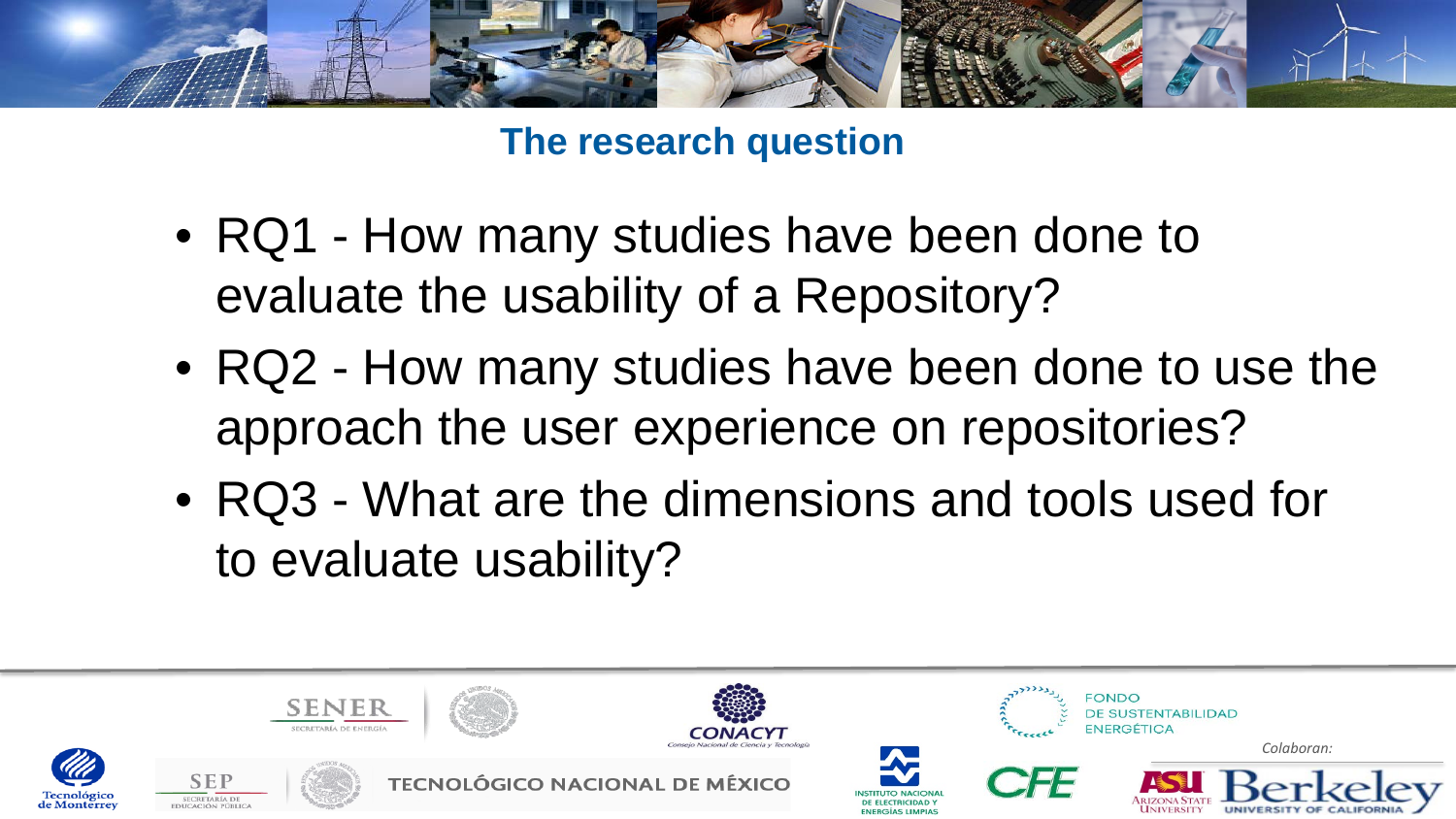## The research question

- RQ1 - How many studies have been done to evaluate the usability of a Repository?
- RQ2 - How many studies have been done to use the approach the user experience on repositories?
- RQ3 - What are the dimensions and tools used for to evaluate usability?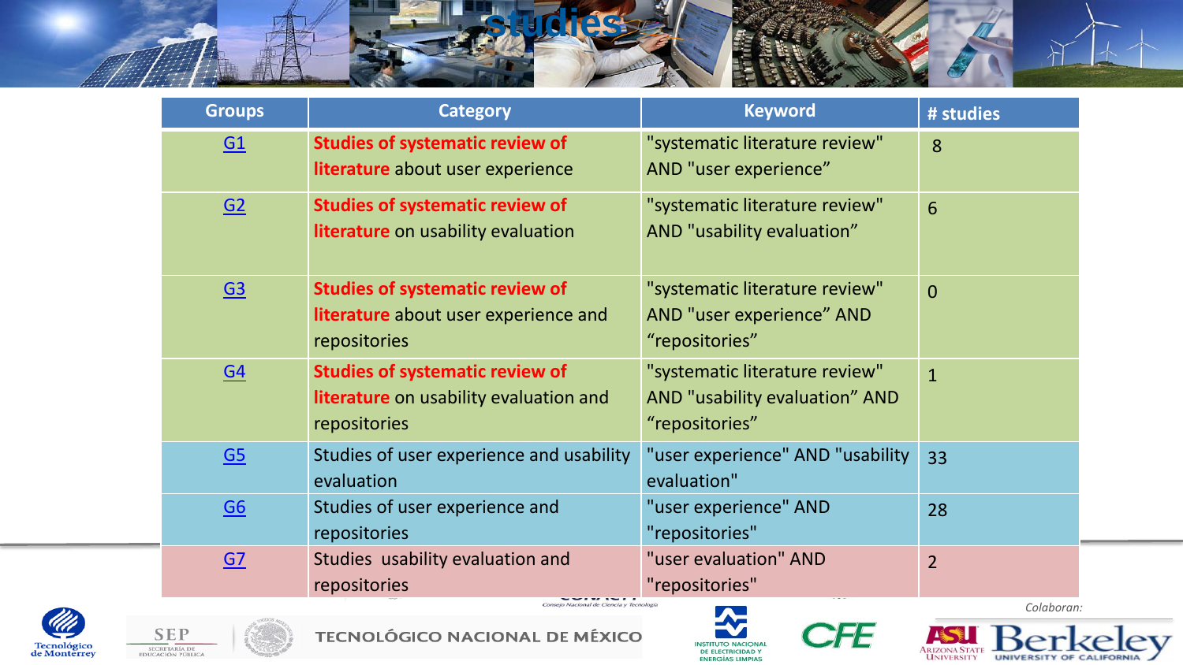# studies

| Groups | Category | Keyword | # studies |
|---|---|---|---|
| G1 | **Studies of systematic review of literature** about user experience | "systematic literature review" AND "user experience" | 8 |
| G2 | **Studies of systematic review of literature** on usability evaluation | "systematic literature review" AND "usability evaluation" | 6 |
| G3 | **Studies of systematic review of literature** about user experience and repositories | "systematic literature review" AND "user experience" AND "repositories" | 0 |
| G4 | **Studies of systematic review of literature** on usability evaluation and repositories | "systematic literature review" AND "usability evaluation" AND "repositories" | 1 |
| G5 | Studies of user experience and usability evaluation | "user experience" AND "usability evaluation" | 33 |
| G6 | Studies of user experience and repositories | "user experience" AND "repositories" | 28 |
| G7 | Studies usability evaluation and repositories | "user evaluation" AND "repositories" | 2 |

Colaboran: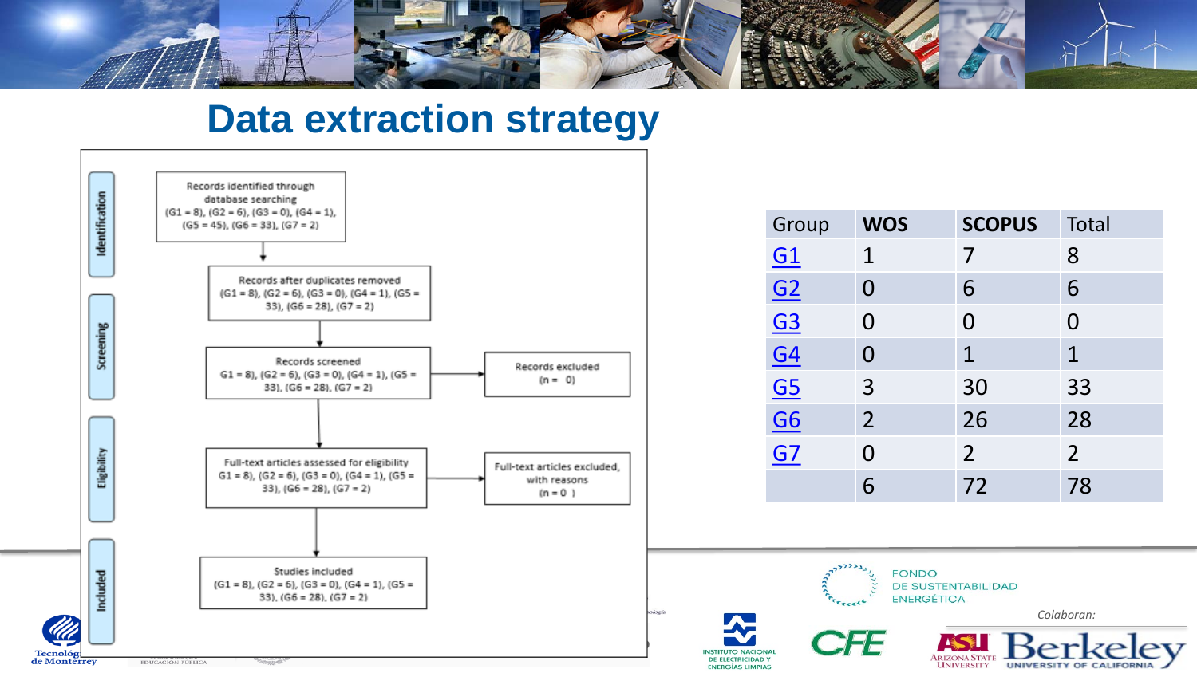# Data extraction strategy

**Identification**

Records identified through database searching (G1 = 8), (G2 = 6), (G3 = 0), (G4 = 1), (G5 = 45), (G6 = 33), (G7 = 2)

Records after duplicates removed (G1 = 8), (G2 = 6), (G3 = 0), (G4 = 1), (G5 = 33), (G6 = 28), (G7 = 2)

**Screening**

Records screened G1 = 8), (G2 = 6), (G3 = 0), (G4 = 1), (G5 = 33), (G6 = 28), (G7 = 2)

Records excluded (n = 0)

**Eligibility**

Full-text articles assessed for eligibility G1 = 8), (G2 = 6), (G3 = 0), (G4 = 1), (G5 = 33), (G6 = 28), (G7 = 2)

Full-text articles excluded, with reasons (n = 0 )

**Included**

Studies included (G1 = 8), (G2 = 6), (G3 = 0), (G4 = 1), (G5 = 33), (G6 = 28), (G7 = 2)

| Group | WOS | SCOPUS | Total |
|---|---|---|---|
| G1 | 1 | 7 | 8 |
| G2 | 0 | 6 | 6 |
| G3 | 0 | 0 | 0 |
| G4 | 0 | 1 | 1 |
| G5 | 3 | 30 | 33 |
| G6 | 2 | 26 | 28 |
| G7 | 0 | 2 | 2 |
| | 6 | 72 | 78 |

FONDO DE SUSTENTABILIDAD ENERGÉTICA

*Colaboran:*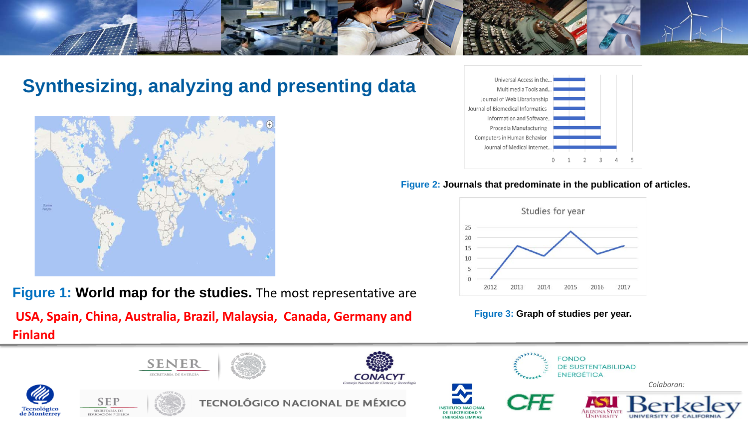## Synthesizing, analyzing and presenting data

**Figure 1: World map for the studies.** The most representative are **USA, Spain, China, Australia, Brazil, Malaysia, Canada, Germany and Finland**

**Figure 2:** **Journals that predominate in the publication of articles.**

**Figure 3:** **Graph of studies per year.**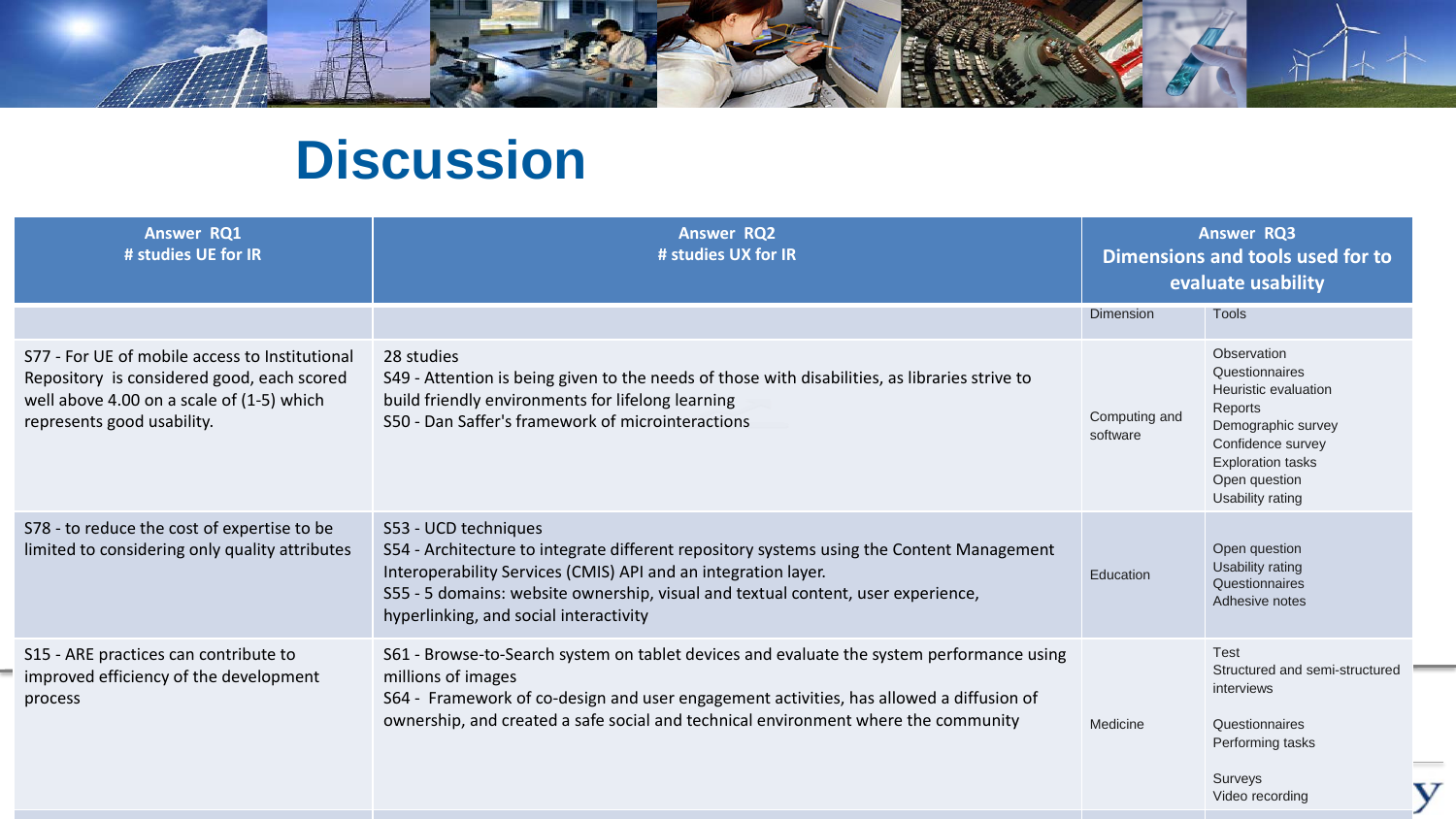# Discussion

| Answer RQ1<br># studies UE for IR | Answer RQ2<br># studies UX for IR | Answer RQ3<br>Dimensions and tools used for to evaluate usability | |
|---|---|---|---|
| | | Dimension | Tools |
| S77 - For UE of mobile access to Institutional Repository is considered good, each scored well above 4.00 on a scale of (1-5) which represents good usability. | 28 studies<br>S49 - Attention is being given to the needs of those with disabilities, as libraries strive to build friendly environments for lifelong learning<br>S50 - Dan Saffer's framework of microinteractions | Computing and software | Observation<br>Questionnaires<br>Heuristic evaluation<br>Reports<br>Demographic survey<br>Confidence survey<br>Exploration tasks<br>Open question<br>Usability rating |
| S78 - to reduce the cost of expertise to be limited to considering only quality attributes | S53 - UCD techniques<br>S54 - Architecture to integrate different repository systems using the Content Management Interoperability Services (CMIS) API and an integration layer.<br>S55 - 5 domains: website ownership, visual and textual content, user experience, hyperlinking, and social interactivity | Education | Open question<br>Usability rating<br>Questionnaires<br>Adhesive notes |
| S15 - ARE practices can contribute to improved efficiency of the development process | S61 - Browse-to-Search system on tablet devices and evaluate the system performance using millions of images<br>S64 - Framework of co-design and user engagement activities, has allowed a diffusion of ownership, and created a safe social and technical environment where the community | Medicine | Test<br>Structured and semi-structured interviews<br>Questionnaires<br>Performing tasks<br>Surveys<br>Video recording |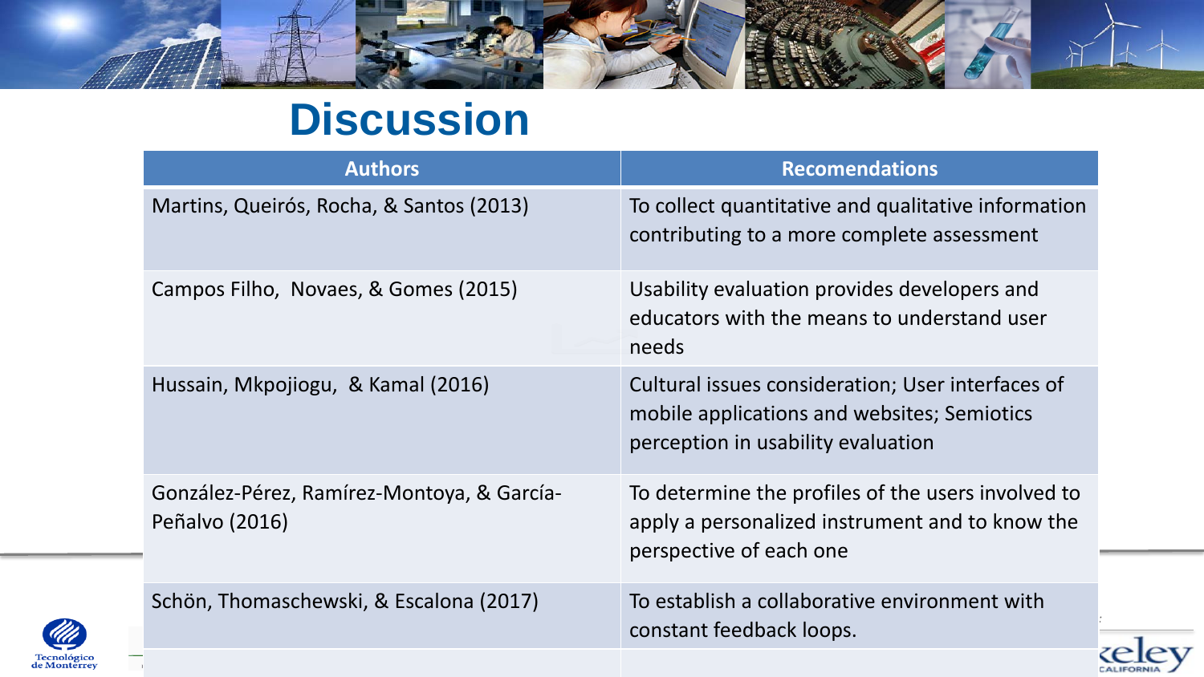# Discussion

| Authors | Recomendations |
|---|---|
| Martins, Queirós, Rocha, & Santos (2013) | To collect quantitative and qualitative information contributing to a more complete assessment |
| Campos Filho, Novaes, & Gomes (2015) | Usability evaluation provides developers and educators with the means to understand user needs |
| Hussain, Mkpojiogu, & Kamal (2016) | Cultural issues consideration; User interfaces of mobile applications and websites; Semiotics perception in usability evaluation |
| González-Pérez, Ramírez-Montoya, & García-Peñalvo (2016) | To determine the profiles of the users involved to apply a personalized instrument and to know the perspective of each one |
| Schön, Thomaschewski, & Escalona (2017) | To establish a collaborative environment with constant feedback loops. |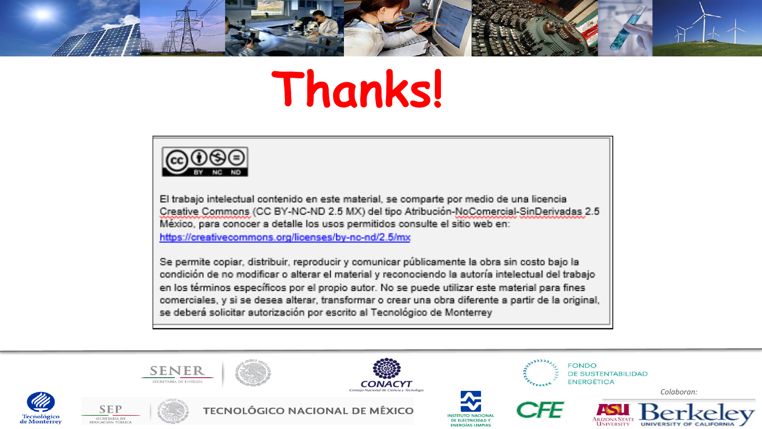# Thanks!

CC BY NC ND

El trabajo intelectual contenido en este material, se comparte por medio de una licencia Creative Commons (CC BY-NC-ND 2.5 MX) del tipo Atribución-NoComercial-SinDerivadas 2.5 México, para conocer a detalle los usos permitidos consulte el sitio web en: https://creativecommons.org/licenses/by-nc-nd/2.5/mx

Se permite copiar, distribuir, reproducir y comunicar públicamente la obra sin costo bajo la condición de no modificar o alterar el material y reconociendo la autoría intelectual del trabajo en los términos específicos por el propio autor. No se puede utilizar este material para fines comerciales, y si se desea alterar, transformar o crear una obra diferente a partir de la original, se deberá solicitar autorización por escrito al Tecnológico de Monterrey

SENER Secretaría de Energía

CONACYT Consejo Nacional de Ciencia y Tecnología

Fondo de Sustentabilidad Energética

Tecnológico de Monterrey

SEP Secretaría de Educación Pública

Tecnológico Nacional de México

Instituto Nacional de Electricidad y Energías Limpias

CFE

*Colaboran:*

Arizona State University

Berkeley University of California